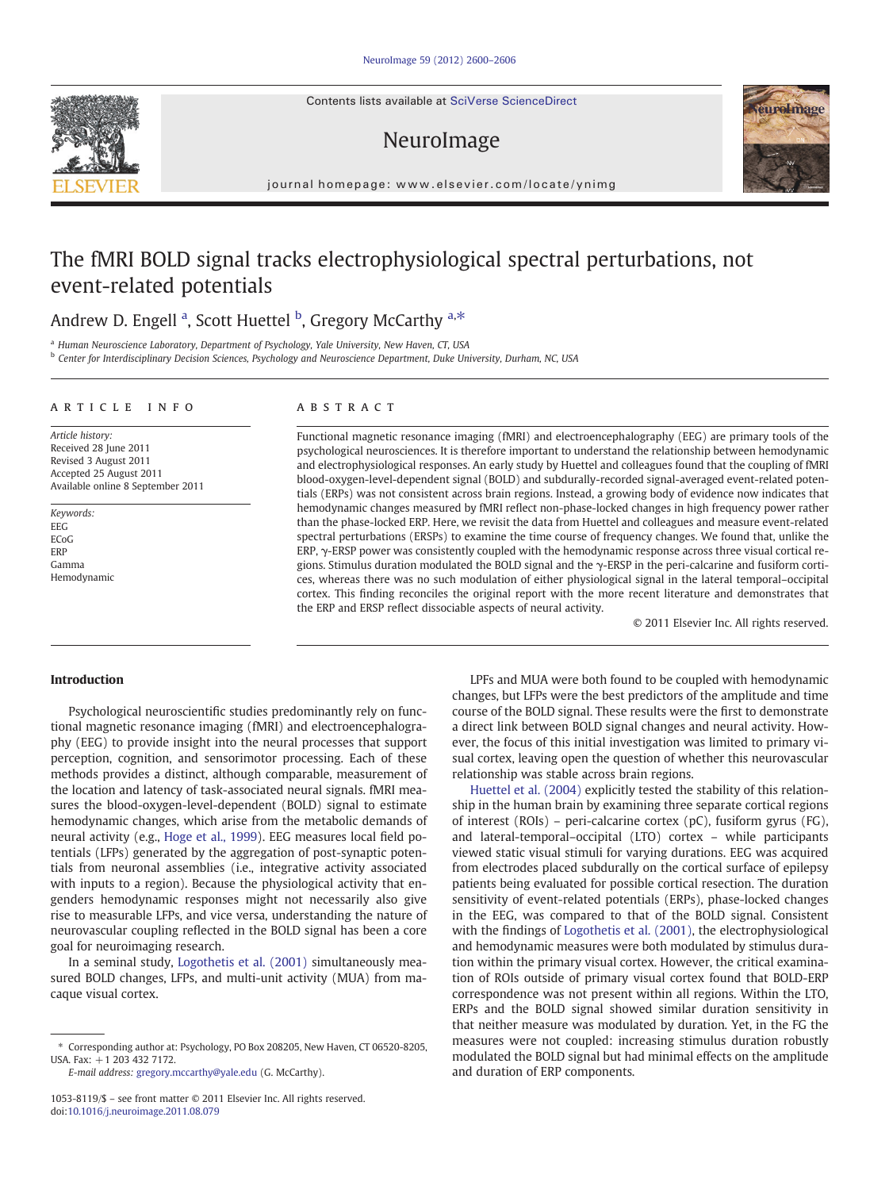# The fMRI BOLD signal tracks electrophysiological spectral perturbations, not event-related potentials

Andrew D. Engell [a], Scott Huettel [b], Gregory McCarthy [a,*]

[a] Human Neuroscience Laboratory, Department of Psychology, Yale University, New Haven, CT, USA
[b] Center for Interdisciplinary Decision Sciences, Psychology and Neuroscience Department, Duke University, Durham, NC, USA

## ARTICLE INFO

*Article history:*
Received 28 June 2011
Revised 3 August 2011
Accepted 25 August 2011
Available online 8 September 2011

*Keywords:*
EEG
ECoG
ERP
Gamma
Hemodynamic

## ABSTRACT

Functional magnetic resonance imaging (fMRI) and electroencephalography (EEG) are primary tools of the psychological neurosciences. It is therefore important to understand the relationship between hemodynamic and electrophysiological responses. An early study by Huettel and colleagues found that the coupling of fMRI blood-oxygen-level-dependent signal (BOLD) and subdurally-recorded signal-averaged event-related potentials (ERPs) was not consistent across brain regions. Instead, a growing body of evidence now indicates that hemodynamic changes measured by fMRI reflect non-phase-locked changes in high frequency power rather than the phase-locked ERP. Here, we revisit the data from Huettel and colleagues and measure event-related spectral perturbations (ERSPs) to examine the time course of frequency changes. We found that, unlike the ERP, γ-ERSP power was consistently coupled with the hemodynamic response across three visual cortical regions. Stimulus duration modulated the BOLD signal and the γ-ERSP in the peri-calcarine and fusiform cortices, whereas there was no such modulation of either physiological signal in the lateral temporal–occipital cortex. This finding reconciles the original report with the more recent literature and demonstrates that the ERP and ERSP reflect dissociable aspects of neural activity.

© 2011 Elsevier Inc. All rights reserved.

## Introduction

Psychological neuroscientific studies predominantly rely on functional magnetic resonance imaging (fMRI) and electroencephalography (EEG) to provide insight into the neural processes that support perception, cognition, and sensorimotor processing. Each of these methods provides a distinct, although comparable, measurement of the location and latency of task-associated neural signals. fMRI measures the blood-oxygen-level-dependent (BOLD) signal to estimate hemodynamic changes, which arise from the metabolic demands of neural activity (e.g., Hoge et al., 1999). EEG measures local field potentials (LFPs) generated by the aggregation of post-synaptic potentials from neuronal assemblies (i.e., integrative activity associated with inputs to a region). Because the physiological activity that engenders hemodynamic responses might not necessarily also give rise to measurable LFPs, and vice versa, understanding the nature of neurovascular coupling reflected in the BOLD signal has been a core goal for neuroimaging research.

In a seminal study, Logothetis et al. (2001) simultaneously measured BOLD changes, LFPs, and multi-unit activity (MUA) from macaque visual cortex.

LPFs and MUA were both found to be coupled with hemodynamic changes, but LFPs were the best predictors of the amplitude and time course of the BOLD signal. These results were the first to demonstrate a direct link between BOLD signal changes and neural activity. However, the focus of this initial investigation was limited to primary visual cortex, leaving open the question of whether this neurovascular relationship was stable across brain regions.

Huettel et al. (2004) explicitly tested the stability of this relationship in the human brain by examining three separate cortical regions of interest (ROIs) – peri-calcarine cortex (pC), fusiform gyrus (FG), and lateral-temporal–occipital (LTO) cortex – while participants viewed static visual stimuli for varying durations. EEG was acquired from electrodes placed subdurally on the cortical surface of epilepsy patients being evaluated for possible cortical resection. The duration sensitivity of event-related potentials (ERPs), phase-locked changes in the EEG, was compared to that of the BOLD signal. Consistent with the findings of Logothetis et al. (2001), the electrophysiological and hemodynamic measures were both modulated by stimulus duration within the primary visual cortex. However, the critical examination of ROIs outside of primary visual cortex found that BOLD-ERP correspondence was not present within all regions. Within the LTO, ERPs and the BOLD signal showed similar duration sensitivity in that neither measure was modulated by duration. Yet, in the FG the measures were not coupled: increasing stimulus duration robustly modulated the BOLD signal but had minimal effects on the amplitude and duration of ERP components.

* Corresponding author at: Psychology, PO Box 208205, New Haven, CT 06520-8205, USA. Fax: +1 203 432 7172.
*E-mail address:* gregory.mccarthy@yale.edu (G. McCarthy).

1053-8119/$ – see front matter © 2011 Elsevier Inc. All rights reserved.
doi:10.1016/j.neuroimage.2011.08.079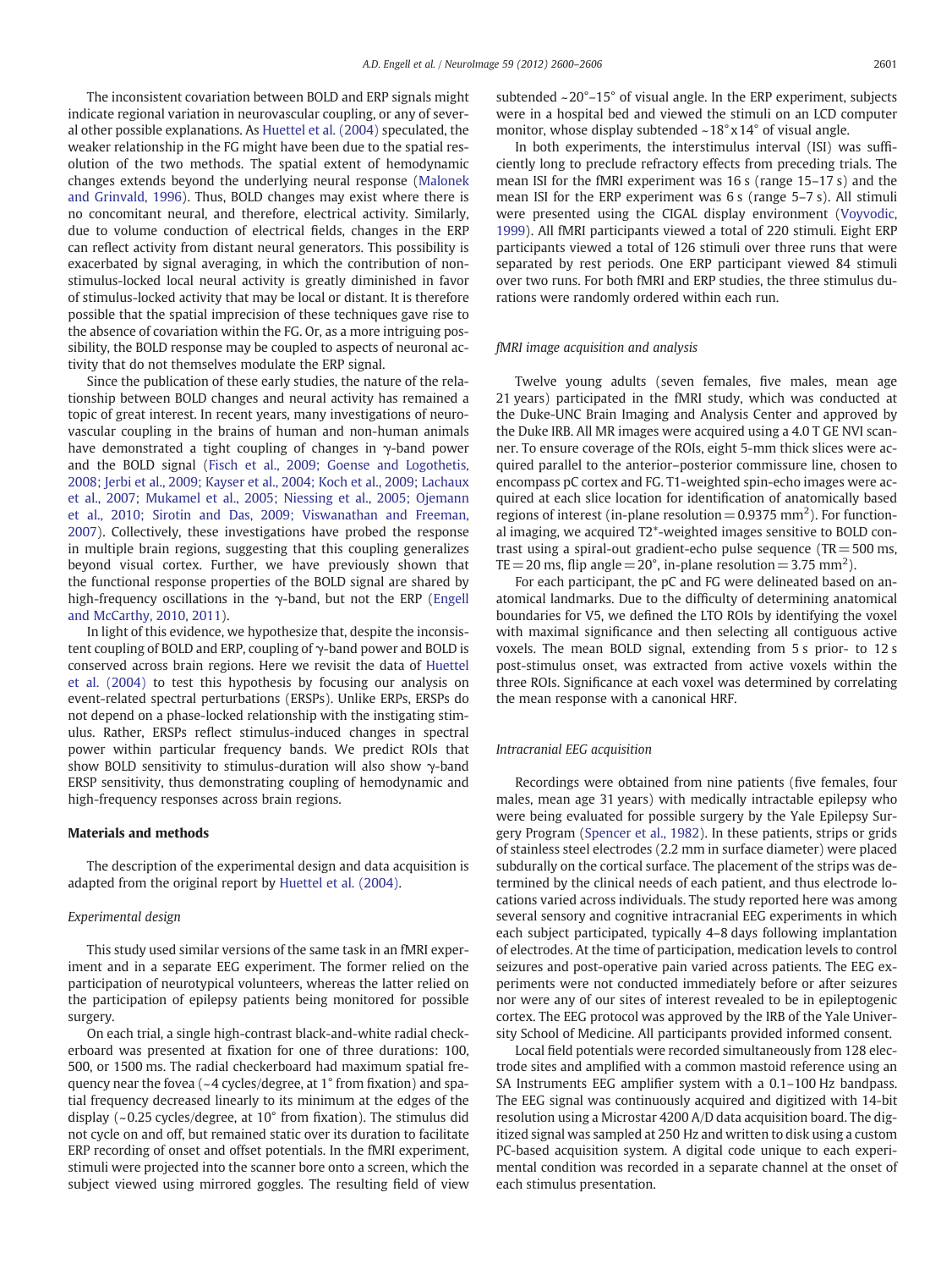The inconsistent covariation between BOLD and ERP signals might indicate regional variation in neurovascular coupling, or any of several other possible explanations. As Huettel et al. (2004) speculated, the weaker relationship in the FG might have been due to the spatial resolution of the two methods. The spatial extent of hemodynamic changes extends beyond the underlying neural response (Malonek and Grinvald, 1996). Thus, BOLD changes may exist where there is no concomitant neural, and therefore, electrical activity. Similarly, due to volume conduction of electrical fields, changes in the ERP can reflect activity from distant neural generators. This possibility is exacerbated by signal averaging, in which the contribution of non-stimulus-locked local neural activity is greatly diminished in favor of stimulus-locked activity that may be local or distant. It is therefore possible that the spatial imprecision of these techniques gave rise to the absence of covariation within the FG. Or, as a more intriguing possibility, the BOLD response may be coupled to aspects of neuronal activity that do not themselves modulate the ERP signal.

Since the publication of these early studies, the nature of the relationship between BOLD changes and neural activity has remained a topic of great interest. In recent years, many investigations of neurovascular coupling in the brains of human and non-human animals have demonstrated a tight coupling of changes in γ-band power and the BOLD signal (Fisch et al., 2009; Goense and Logothetis, 2008; Jerbi et al., 2009; Kayser et al., 2004; Koch et al., 2009; Lachaux et al., 2007; Mukamel et al., 2005; Niessing et al., 2005; Ojemann et al., 2010; Sirotin and Das, 2009; Viswanathan and Freeman, 2007). Collectively, these investigations have probed the response in multiple brain regions, suggesting that this coupling generalizes beyond visual cortex. Further, we have previously shown that the functional response properties of the BOLD signal are shared by high-frequency oscillations in the γ-band, but not the ERP (Engell and McCarthy, 2010, 2011).

In light of this evidence, we hypothesize that, despite the inconsistent coupling of BOLD and ERP, coupling of γ-band power and BOLD is conserved across brain regions. Here we revisit the data of Huettel et al. (2004) to test this hypothesis by focusing our analysis on event-related spectral perturbations (ERSPs). Unlike ERPs, ERSPs do not depend on a phase-locked relationship with the instigating stimulus. Rather, ERSPs reflect stimulus-induced changes in spectral power within particular frequency bands. We predict ROIs that show BOLD sensitivity to stimulus-duration will also show γ-band ERSP sensitivity, thus demonstrating coupling of hemodynamic and high-frequency responses across brain regions.

## Materials and methods

The description of the experimental design and data acquisition is adapted from the original report by Huettel et al. (2004).

### *Experimental design*

This study used similar versions of the same task in an fMRI experiment and in a separate EEG experiment. The former relied on the participation of neurotypical volunteers, whereas the latter relied on the participation of epilepsy patients being monitored for possible surgery.

On each trial, a single high-contrast black-and-white radial checkerboard was presented at fixation for one of three durations: 100, 500, or 1500 ms. The radial checkerboard had maximum spatial frequency near the fovea (~4 cycles/degree, at 1° from fixation) and spatial frequency decreased linearly to its minimum at the edges of the display (~0.25 cycles/degree, at 10° from fixation). The stimulus did not cycle on and off, but remained static over its duration to facilitate ERP recording of onset and offset potentials. In the fMRI experiment, stimuli were projected into the scanner bore onto a screen, which the subject viewed using mirrored goggles. The resulting field of view subtended ~20°–15° of visual angle. In the ERP experiment, subjects were in a hospital bed and viewed the stimuli on an LCD computer monitor, whose display subtended ~18° x 14° of visual angle.

In both experiments, the interstimulus interval (ISI) was sufficiently long to preclude refractory effects from preceding trials. The mean ISI for the fMRI experiment was 16 s (range 15–17 s) and the mean ISI for the ERP experiment was 6 s (range 5–7 s). All stimuli were presented using the CIGAL display environment (Voyvodic, 1999). All fMRI participants viewed a total of 220 stimuli. Eight ERP participants viewed a total of 126 stimuli over three runs that were separated by rest periods. One ERP participant viewed 84 stimuli over two runs. For both fMRI and ERP studies, the three stimulus durations were randomly ordered within each run.

### *fMRI image acquisition and analysis*

Twelve young adults (seven females, five males, mean age 21 years) participated in the fMRI study, which was conducted at the Duke-UNC Brain Imaging and Analysis Center and approved by the Duke IRB. All MR images were acquired using a 4.0 T GE NVI scanner. To ensure coverage of the ROIs, eight 5-mm thick slices were acquired parallel to the anterior–posterior commissure line, chosen to encompass pC cortex and FG. T1-weighted spin-echo images were acquired at each slice location for identification of anatomically based regions of interest (in-plane resolution = 0.9375 mm$^2$). For functional imaging, we acquired T2*-weighted images sensitive to BOLD contrast using a spiral-out gradient-echo pulse sequence (TR = 500 ms, TE = 20 ms, flip angle = 20°, in-plane resolution = 3.75 mm$^2$).

For each participant, the pC and FG were delineated based on anatomical landmarks. Due to the difficulty of determining anatomical boundaries for V5, we defined the LTO ROIs by identifying the voxel with maximal significance and then selecting all contiguous active voxels. The mean BOLD signal, extending from 5 s prior- to 12 s post-stimulus onset, was extracted from active voxels within the three ROIs. Significance at each voxel was determined by correlating the mean response with a canonical HRF.

### *Intracranial EEG acquisition*

Recordings were obtained from nine patients (five females, four males, mean age 31 years) with medically intractable epilepsy who were being evaluated for possible surgery by the Yale Epilepsy Surgery Program (Spencer et al., 1982). In these patients, strips or grids of stainless steel electrodes (2.2 mm in surface diameter) were placed subdurally on the cortical surface. The placement of the strips was determined by the clinical needs of each patient, and thus electrode locations varied across individuals. The study reported here was among several sensory and cognitive intracranial EEG experiments in which each subject participated, typically 4–8 days following implantation of electrodes. At the time of participation, medication levels to control seizures and post-operative pain varied across patients. The EEG experiments were not conducted immediately before or after seizures nor were any of our sites of interest revealed to be in epileptogenic cortex. The EEG protocol was approved by the IRB of the Yale University School of Medicine. All participants provided informed consent.

Local field potentials were recorded simultaneously from 128 electrode sites and amplified with a common mastoid reference using an SA Instruments EEG amplifier system with a 0.1–100 Hz bandpass. The EEG signal was continuously acquired and digitized with 14-bit resolution using a Microstar 4200 A/D data acquisition board. The digitized signal was sampled at 250 Hz and written to disk using a custom PC-based acquisition system. A digital code unique to each experimental condition was recorded in a separate channel at the onset of each stimulus presentation.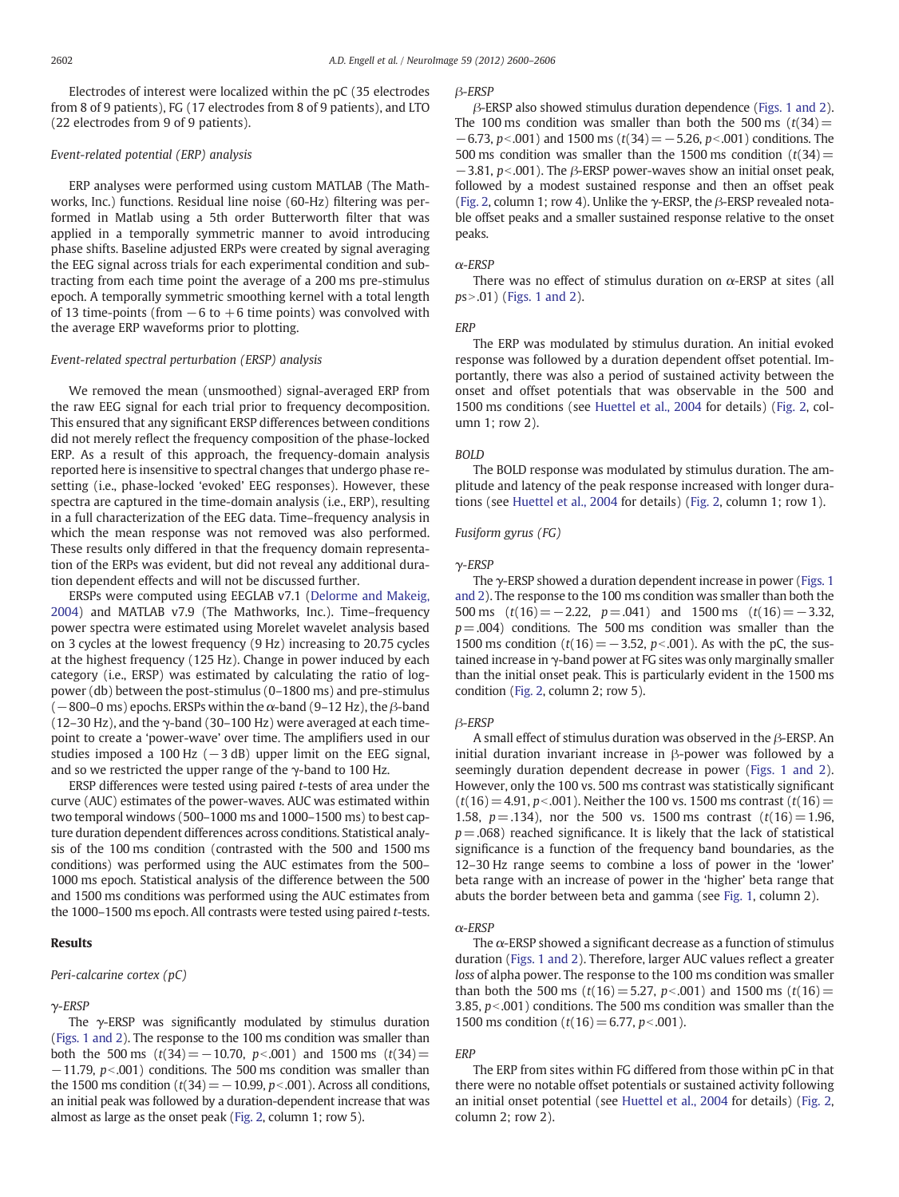Electrodes of interest were localized within the pC (35 electrodes from 8 of 9 patients), FG (17 electrodes from 8 of 9 patients), and LTO (22 electrodes from 9 of 9 patients).

*Event-related potential (ERP) analysis*

ERP analyses were performed using custom MATLAB (The Mathworks, Inc.) functions. Residual line noise (60-Hz) filtering was performed in Matlab using a 5th order Butterworth filter that was applied in a temporally symmetric manner to avoid introducing phase shifts. Baseline adjusted ERPs were created by signal averaging the EEG signal across trials for each experimental condition and subtracting from each time point the average of a 200 ms pre-stimulus epoch. A temporally symmetric smoothing kernel with a total length of 13 time-points (from −6 to +6 time points) was convolved with the average ERP waveforms prior to plotting.

*Event-related spectral perturbation (ERSP) analysis*

We removed the mean (unsmoothed) signal-averaged ERP from the raw EEG signal for each trial prior to frequency decomposition. This ensured that any significant ERSP differences between conditions did not merely reflect the frequency composition of the phase-locked ERP. As a result of this approach, the frequency-domain analysis reported here is insensitive to spectral changes that undergo phase resetting (i.e., phase-locked 'evoked' EEG responses). However, these spectra are captured in the time-domain analysis (i.e., ERP), resulting in a full characterization of the EEG data. Time–frequency analysis in which the mean response was not removed was also performed. These results only differed in that the frequency domain representation of the ERPs was evident, but did not reveal any additional duration dependent effects and will not be discussed further.

ERSPs were computed using EEGLAB v7.1 (Delorme and Makeig, 2004) and MATLAB v7.9 (The Mathworks, Inc.). Time–frequency power spectra were estimated using Morelet wavelet analysis based on 3 cycles at the lowest frequency (9 Hz) increasing to 20.75 cycles at the highest frequency (125 Hz). Change in power induced by each category (i.e., ERSP) was estimated by calculating the ratio of log-power (db) between the post-stimulus (0–1800 ms) and pre-stimulus (−800–0 ms) epochs. ERSPs within the α-band (9–12 Hz), the β-band (12–30 Hz), and the γ-band (30–100 Hz) were averaged at each time-point to create a 'power-wave' over time. The amplifiers used in our studies imposed a 100 Hz (−3 dB) upper limit on the EEG signal, and so we restricted the upper range of the γ-band to 100 Hz.

ERSP differences were tested using paired *t*-tests of area under the curve (AUC) estimates of the power-waves. AUC was estimated within two temporal windows (500–1000 ms and 1000–1500 ms) to best capture duration dependent differences across conditions. Statistical analysis of the 100 ms condition (contrasted with the 500 and 1500 ms conditions) was performed using the AUC estimates from the 500–1000 ms epoch. Statistical analysis of the difference between the 500 and 1500 ms conditions was performed using the AUC estimates from the 1000–1500 ms epoch. All contrasts were tested using paired *t*-tests.

## Results

*Peri-calcarine cortex (pC)*

*γ-ERSP*

The γ-ERSP was significantly modulated by stimulus duration (Figs. 1 and 2). The response to the 100 ms condition was smaller than both the 500 ms ($t(34) = -10.70$, $p < .001$) and 1500 ms ($t(34) = -11.79$, $p < .001$) conditions. The 500 ms condition was smaller than the 1500 ms condition ($t(34) = -10.99$, $p < .001$). Across all conditions, an initial peak was followed by a duration-dependent increase that was almost as large as the onset peak (Fig. 2, column 1; row 5).

*β-ERSP*

β-ERSP also showed stimulus duration dependence (Figs. 1 and 2). The 100 ms condition was smaller than both the 500 ms ($t(34) = -6.73$, $p < .001$) and 1500 ms ($t(34) = -5.26$, $p < .001$) conditions. The 500 ms condition was smaller than the 1500 ms condition ($t(34) = -3.81$, $p < .001$). The β-ERSP power-waves show an initial onset peak, followed by a modest sustained response and then an offset peak (Fig. 2, column 1; row 4). Unlike the γ-ERSP, the β-ERSP revealed notable offset peaks and a smaller sustained response relative to the onset peaks.

*α-ERSP*

There was no effect of stimulus duration on α-ERSP at sites (all $ps > .01$) (Figs. 1 and 2).

*ERP*

The ERP was modulated by stimulus duration. An initial evoked response was followed by a duration dependent offset potential. Importantly, there was also a period of sustained activity between the onset and offset potentials that was observable in the 500 and 1500 ms conditions (see Huettel et al., 2004 for details) (Fig. 2, column 1; row 2).

*BOLD*

The BOLD response was modulated by stimulus duration. The amplitude and latency of the peak response increased with longer durations (see Huettel et al., 2004 for details) (Fig. 2, column 1; row 1).

*Fusiform gyrus (FG)*

*γ-ERSP*

The γ-ERSP showed a duration dependent increase in power (Figs. 1 and 2). The response to the 100 ms condition was smaller than both the 500 ms ($t(16) = -2.22$, $p = .041$) and 1500 ms ($t(16) = -3.32$, $p = .004$) conditions. The 500 ms condition was smaller than the 1500 ms condition ($t(16) = -3.52$, $p < .001$). As with the pC, the sustained increase in γ-band power at FG sites was only marginally smaller than the initial onset peak. This is particularly evident in the 1500 ms condition (Fig. 2, column 2; row 5).

*β-ERSP*

A small effect of stimulus duration was observed in the β-ERSP. An initial duration invariant increase in β-power was followed by a seemingly duration dependent decrease in power (Figs. 1 and 2). However, only the 100 vs. 500 ms contrast was statistically significant ($t(16) = 4.91$, $p < .001$). Neither the 100 vs. 1500 ms contrast ($t(16) = 1.58$, $p = .134$), nor the 500 vs. 1500 ms contrast ($t(16) = 1.96$, $p = .068$) reached significance. It is likely that the lack of statistical significance is a function of the frequency band boundaries, as the 12–30 Hz range seems to combine a loss of power in the 'lower' beta range with an increase of power in the 'higher' beta range that abuts the border between beta and gamma (see Fig. 1, column 2).

*α-ERSP*

The α-ERSP showed a significant decrease as a function of stimulus duration (Figs. 1 and 2). Therefore, larger AUC values reflect a greater *loss* of alpha power. The response to the 100 ms condition was smaller than both the 500 ms ($t(16) = 5.27$, $p < .001$) and 1500 ms ($t(16) = 3.85$, $p < .001$) conditions. The 500 ms condition was smaller than the 1500 ms condition ($t(16) = 6.77$, $p < .001$).

*ERP*

The ERP from sites within FG differed from those within pC in that there were no notable offset potentials or sustained activity following an initial onset potential (see Huettel et al., 2004 for details) (Fig. 2, column 2; row 2).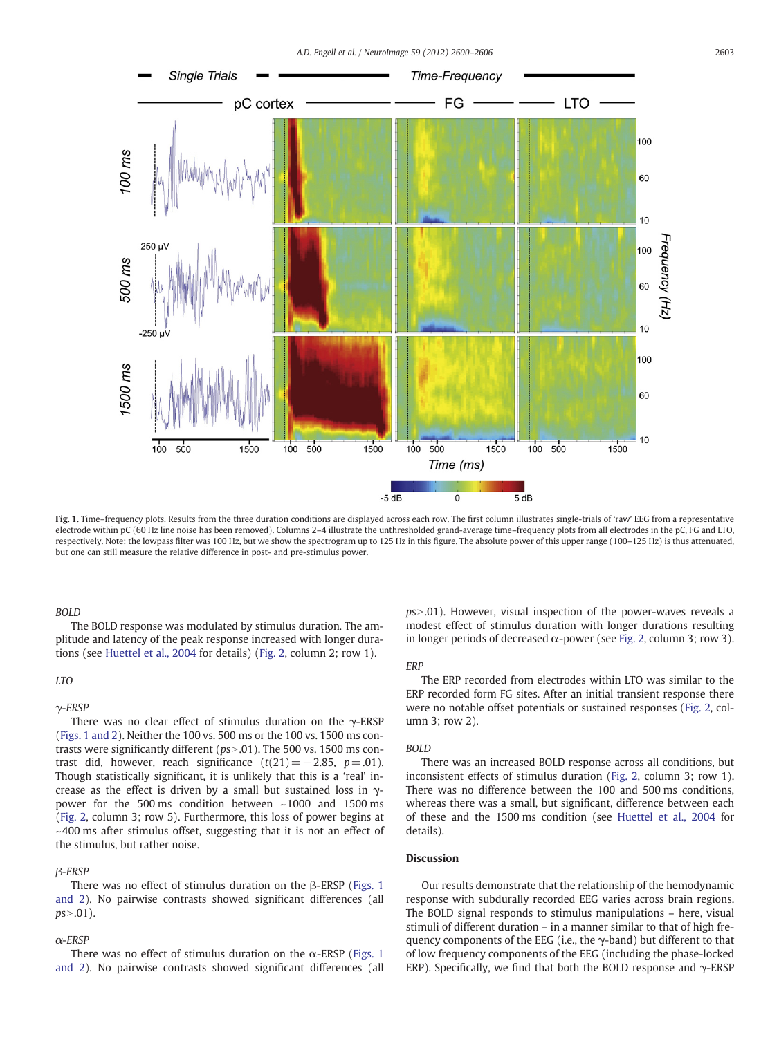**Fig. 1.** Time–frequency plots. Results from the three duration conditions are displayed across each row. The first column illustrates single-trials of 'raw' EEG from a representative electrode within pC (60 Hz line noise has been removed). Columns 2–4 illustrate the unthresholded grand-average time–frequency plots from all electrodes in the pC, FG and LTO, respectively. Note: the lowpass filter was 100 Hz, but we show the spectrogram up to 125 Hz in this figure. The absolute power of this upper range (100–125 Hz) is thus attenuated, but one can still measure the relative difference in post- and pre-stimulus power.

*BOLD*

The BOLD response was modulated by stimulus duration. The amplitude and latency of the peak response increased with longer durations (see Huettel et al., 2004 for details) (Fig. 2, column 2; row 1).

*LTO*

*γ-ERSP*

There was no clear effect of stimulus duration on the γ-ERSP (Figs. 1 and 2). Neither the 100 vs. 500 ms or the 100 vs. 1500 ms contrasts were significantly different ($ps > .01$). The 500 vs. 1500 ms contrast did, however, reach significance ($t(21) = -2.85$, $p = .01$). Though statistically significant, it is unlikely that this is a 'real' increase as the effect is driven by a small but sustained loss in γ-power for the 500 ms condition between ~1000 and 1500 ms (Fig. 2, column 3; row 5). Furthermore, this loss of power begins at ~400 ms after stimulus offset, suggesting that it is not an effect of the stimulus, but rather noise.

*β-ERSP*

There was no effect of stimulus duration on the β-ERSP (Figs. 1 and 2). No pairwise contrasts showed significant differences (all $ps > .01$).

*α-ERSP*

There was no effect of stimulus duration on the α-ERSP (Figs. 1 and 2). No pairwise contrasts showed significant differences (all $ps > .01$). However, visual inspection of the power-waves reveals a modest effect of stimulus duration with longer durations resulting in longer periods of decreased α-power (see Fig. 2, column 3; row 3).

*ERP*

The ERP recorded from electrodes within LTO was similar to the ERP recorded form FG sites. After an initial transient response there were no notable offset potentials or sustained responses (Fig. 2, column 3; row 2).

*BOLD*

There was an increased BOLD response across all conditions, but inconsistent effects of stimulus duration (Fig. 2, column 3; row 1). There was no difference between the 100 and 500 ms conditions, whereas there was a small, but significant, difference between each of these and the 1500 ms condition (see Huettel et al., 2004 for details).

## Discussion

Our results demonstrate that the relationship of the hemodynamic response with subdurally recorded EEG varies across brain regions. The BOLD signal responds to stimulus manipulations – here, visual stimuli of different duration – in a manner similar to that of high frequency components of the EEG (i.e., the γ-band) but different to that of low frequency components of the EEG (including the phase-locked ERP). Specifically, we find that both the BOLD response and γ-ERSP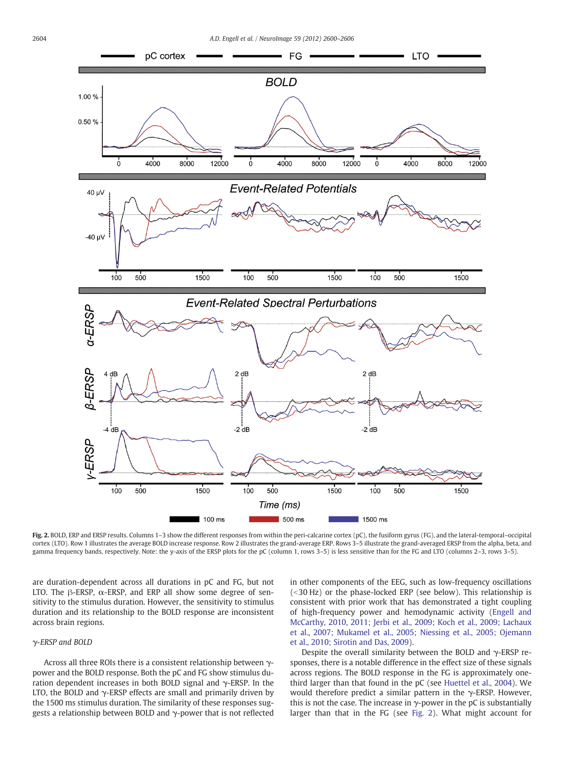Fig. 2. BOLD, ERP and ERSP results. Columns 1–3 show the different responses from within the peri-calcarine cortex (pC), the fusiform gyrus (FG), and the lateral-temporal–occipital cortex (LTO). Row 1 illustrates the average BOLD increase response. Row 2 illustrates the grand-average ERP. Rows 3–5 illustrate the grand-averaged ERSP from the alpha, beta, and gamma frequency bands, respectively. Note: the y-axis of the ERSP plots for the pC (column 1, rows 3–5) is less sensitive than for the FG and LTO (columns 2–3, rows 3–5).

are duration-dependent across all durations in pC and FG, but not LTO. The β-ERSP, α-ERSP, and ERP all show some degree of sensitivity to the stimulus duration. However, the sensitivity to stimulus duration and its relationship to the BOLD response are inconsistent across brain regions.

### γ-ERSP and BOLD

Across all three ROIs there is a consistent relationship between γ-power and the BOLD response. Both the pC and FG show stimulus duration dependent increases in both BOLD signal and γ-ERSP. In the LTO, the BOLD and γ-ERSP effects are small and primarily driven by the 1500 ms stimulus duration. The similarity of these responses suggests a relationship between BOLD and γ-power that is not reflected in other components of the EEG, such as low-frequency oscillations (<30 Hz) or the phase-locked ERP (see below). This relationship is consistent with prior work that has demonstrated a tight coupling of high-frequency power and hemodynamic activity (Engell and McCarthy, 2010, 2011; Jerbi et al., 2009; Koch et al., 2009; Lachaux et al., 2007; Mukamel et al., 2005; Niessing et al., 2005; Ojemann et al., 2010; Sirotin and Das, 2009).

Despite the overall similarity between the BOLD and γ-ERSP responses, there is a notable difference in the effect size of these signals across regions. The BOLD response in the FG is approximately one-third larger than that found in the pC (see Huettel et al., 2004). We would therefore predict a similar pattern in the γ-ERSP. However, this is not the case. The increase in γ-power in the pC is substantially larger than that in the FG (see Fig. 2). What might account for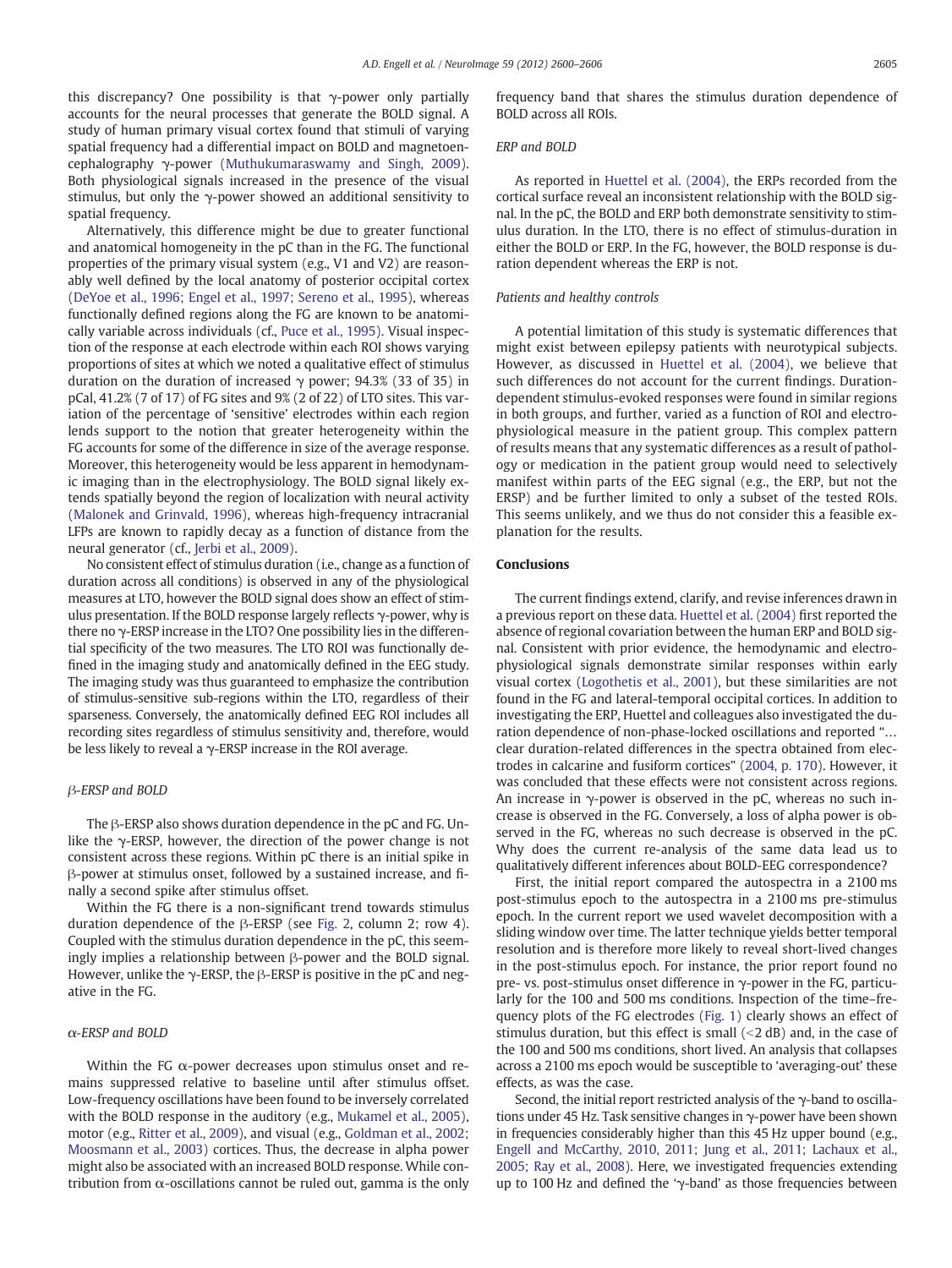this discrepancy? One possibility is that γ-power only partially accounts for the neural processes that generate the BOLD signal. A study of human primary visual cortex found that stimuli of varying spatial frequency had a differential impact on BOLD and magnetoencephalography γ-power (Muthukumaraswamy and Singh, 2009). Both physiological signals increased in the presence of the visual stimulus, but only the γ-power showed an additional sensitivity to spatial frequency.

Alternatively, this difference might be due to greater functional and anatomical homogeneity in the pC than in the FG. The functional properties of the primary visual system (e.g., V1 and V2) are reasonably well defined by the local anatomy of posterior occipital cortex (DeYoe et al., 1996; Engel et al., 1997; Sereno et al., 1995), whereas functionally defined regions along the FG are known to be anatomically variable across individuals (cf., Puce et al., 1995). Visual inspection of the response at each electrode within each ROI shows varying proportions of sites at which we noted a qualitative effect of stimulus duration on the duration of increased γ power; 94.3% (33 of 35) in pCal, 41.2% (7 of 17) of FG sites and 9% (2 of 22) of LTO sites. This variation of the percentage of 'sensitive' electrodes within each region lends support to the notion that greater heterogeneity within the FG accounts for some of the difference in size of the average response. Moreover, this heterogeneity would be less apparent in hemodynamic imaging than in the electrophysiology. The BOLD signal likely extends spatially beyond the region of localization with neural activity (Malonek and Grinvald, 1996), whereas high-frequency intracranial LFPs are known to rapidly decay as a function of distance from the neural generator (cf., Jerbi et al., 2009).

No consistent effect of stimulus duration (i.e., change as a function of duration across all conditions) is observed in any of the physiological measures at LTO, however the BOLD signal does show an effect of stimulus presentation. If the BOLD response largely reflects γ-power, why is there no γ-ERSP increase in the LTO? One possibility lies in the differential specificity of the two measures. The LTO ROI was functionally defined in the imaging study and anatomically defined in the EEG study. The imaging study was thus guaranteed to emphasize the contribution of stimulus-sensitive sub-regions within the LTO, regardless of their sparseness. Conversely, the anatomically defined EEG ROI includes all recording sites regardless of stimulus sensitivity and, therefore, would be less likely to reveal a γ-ERSP increase in the ROI average.

### β-ERSP and BOLD

The β-ERSP also shows duration dependence in the pC and FG. Unlike the γ-ERSP, however, the direction of the power change is not consistent across these regions. Within pC there is an initial spike in β-power at stimulus onset, followed by a sustained increase, and finally a second spike after stimulus offset.

Within the FG there is a non-significant trend towards stimulus duration dependence of the β-ERSP (see Fig. 2, column 2; row 4). Coupled with the stimulus duration dependence in the pC, this seemingly implies a relationship between β-power and the BOLD signal. However, unlike the γ-ERSP, the β-ERSP is positive in the pC and negative in the FG.

### α-ERSP and BOLD

Within the FG α-power decreases upon stimulus onset and remains suppressed relative to baseline until after stimulus offset. Low-frequency oscillations have been found to be inversely correlated with the BOLD response in the auditory (e.g., Mukamel et al., 2005), motor (e.g., Ritter et al., 2009), and visual (e.g., Goldman et al., 2002; Moosmann et al., 2003) cortices. Thus, the decrease in alpha power might also be associated with an increased BOLD response. While contribution from α-oscillations cannot be ruled out, gamma is the only frequency band that shares the stimulus duration dependence of BOLD across all ROIs.

### ERP and BOLD

As reported in Huettel et al. (2004), the ERPs recorded from the cortical surface reveal an inconsistent relationship with the BOLD signal. In the pC, the BOLD and ERP both demonstrate sensitivity to stimulus duration. In the LTO, there is no effect of stimulus-duration in either the BOLD or ERP. In the FG, however, the BOLD response is duration dependent whereas the ERP is not.

### Patients and healthy controls

A potential limitation of this study is systematic differences that might exist between epilepsy patients with neurotypical subjects. However, as discussed in Huettel et al. (2004), we believe that such differences do not account for the current findings. Duration-dependent stimulus-evoked responses were found in similar regions in both groups, and further, varied as a function of ROI and electrophysiological measure in the patient group. This complex pattern of results means that any systematic differences as a result of pathology or medication in the patient group would need to selectively manifest within parts of the EEG signal (e.g., the ERP, but not the ERSP) and be further limited to only a subset of the tested ROIs. This seems unlikely, and we thus do not consider this a feasible explanation for the results.

## Conclusions

The current findings extend, clarify, and revise inferences drawn in a previous report on these data. Huettel et al. (2004) first reported the absence of regional covariation between the human ERP and BOLD signal. Consistent with prior evidence, the hemodynamic and electrophysiological signals demonstrate similar responses within early visual cortex (Logothetis et al., 2001), but these similarities are not found in the FG and lateral-temporal occipital cortices. In addition to investigating the ERP, Huettel and colleagues also investigated the duration dependence of non-phase-locked oscillations and reported "… clear duration-related differences in the spectra obtained from electrodes in calcarine and fusiform cortices" (2004, p. 170). However, it was concluded that these effects were not consistent across regions. An increase in γ-power is observed in the pC, whereas no such increase is observed in the FG. Conversely, a loss of alpha power is observed in the FG, whereas no such decrease is observed in the pC. Why does the current re-analysis of the same data lead us to qualitatively different inferences about BOLD-EEG correspondence?

First, the initial report compared the autospectra in a 2100 ms post-stimulus epoch to the autospectra in a 2100 ms pre-stimulus epoch. In the current report we used wavelet decomposition with a sliding window over time. The latter technique yields better temporal resolution and is therefore more likely to reveal short-lived changes in the post-stimulus epoch. For instance, the prior report found no pre- vs. post-stimulus onset difference in γ-power in the FG, particularly for the 100 and 500 ms conditions. Inspection of the time–frequency plots of the FG electrodes (Fig. 1) clearly shows an effect of stimulus duration, but this effect is small (<2 dB) and, in the case of the 100 and 500 ms conditions, short lived. An analysis that collapses across a 2100 ms epoch would be susceptible to 'averaging-out' these effects, as was the case.

Second, the initial report restricted analysis of the γ-band to oscillations under 45 Hz. Task sensitive changes in γ-power have been shown in frequencies considerably higher than this 45 Hz upper bound (e.g., Engell and McCarthy, 2010, 2011; Jung et al., 2011; Lachaux et al., 2005; Ray et al., 2008). Here, we investigated frequencies extending up to 100 Hz and defined the 'γ-band' as those frequencies between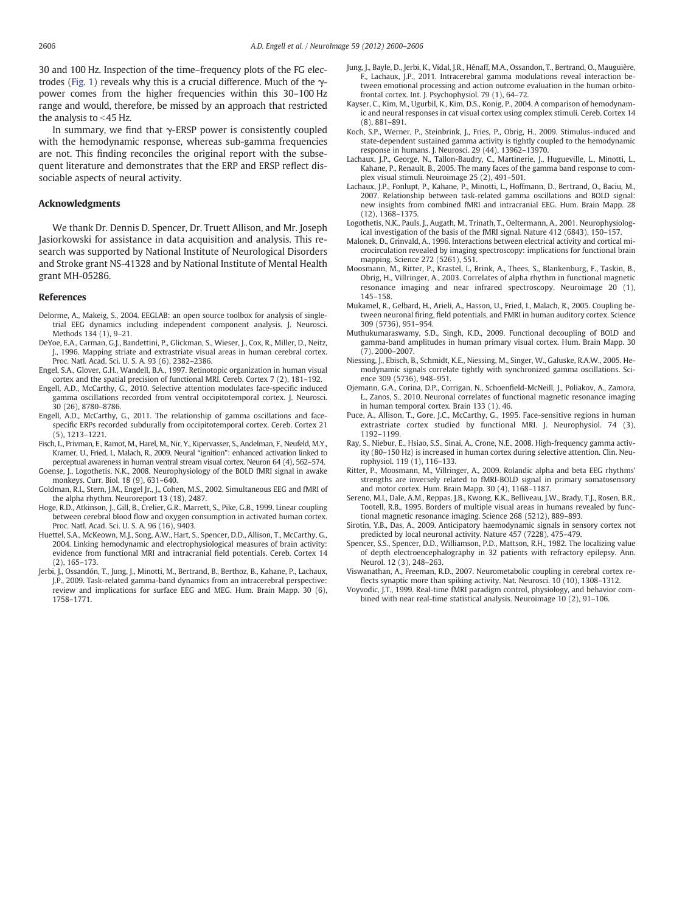30 and 100 Hz. Inspection of the time–frequency plots of the FG electrodes (Fig. 1) reveals why this is a crucial difference. Much of the $\gamma$-power comes from the higher frequencies within this 30–100 Hz range and would, therefore, be missed by an approach that restricted the analysis to <45 Hz.

In summary, we find that $\gamma$-ERSP power is consistently coupled with the hemodynamic response, whereas sub-gamma frequencies are not. This finding reconciles the original report with the subsequent literature and demonstrates that the ERP and ERSP reflect dissociable aspects of neural activity.

## Acknowledgments

We thank Dr. Dennis D. Spencer, Dr. Truett Allison, and Mr. Joseph Jasiorkowski for assistance in data acquisition and analysis. This research was supported by National Institute of Neurological Disorders and Stroke grant NS-41328 and by National Institute of Mental Health grant MH-05286.

## References

Delorme, A., Makeig, S., 2004. EEGLAB: an open source toolbox for analysis of single-trial EEG dynamics including independent component analysis. J. Neurosci. Methods 134 (1), 9–21.

DeYoe, E.A., Carman, G.J., Bandettini, P., Glickman, S., Wieser, J., Cox, R., Miller, D., Neitz, J., 1996. Mapping striate and extrastriate visual areas in human cerebral cortex. Proc. Natl. Acad. Sci. U. S. A. 93 (6), 2382–2386.

Engel, S.A., Glover, G.H., Wandell, B.A., 1997. Retinotopic organization in human visual cortex and the spatial precision of functional MRI. Cereb. Cortex 7 (2), 181–192.

Engell, A.D., McCarthy, G., 2010. Selective attention modulates face-specific induced gamma oscillations recorded from ventral occipitotemporal cortex. J. Neurosci. 30 (26), 8780–8786.

Engell, A.D., McCarthy, G., 2011. The relationship of gamma oscillations and face-specific ERPs recorded subdurally from occipitotemporal cortex. Cereb. Cortex 21 (5), 1213–1221.

Fisch, L., Privman, E., Ramot, M., Harel, M., Nir, Y., Kipervasser, S., Andelman, F., Neufeld, M.Y., Kramer, U., Fried, I., Malach, R., 2009. Neural "ignition": enhanced activation linked to perceptual awareness in human ventral stream visual cortex. Neuron 64 (4), 562–574.

Goense, J., Logothetis, N.K., 2008. Neurophysiology of the BOLD fMRI signal in awake monkeys. Curr. Biol. 18 (9), 631–640.

Goldman, R.I., Stern, J.M., Engel Jr., J., Cohen, M.S., 2002. Simultaneous EEG and fMRI of the alpha rhythm. Neuroreport 13 (18), 2487.

Hoge, R.D., Atkinson, J., Gill, B., Crelier, G.R., Marrett, S., Pike, G.B., 1999. Linear coupling between cerebral blood flow and oxygen consumption in activated human cortex. Proc. Natl. Acad. Sci. U. S. A. 96 (16), 9403.

Huettel, S.A., McKeown, M.J., Song, A.W., Hart, S., Spencer, D.D., Allison, T., McCarthy, G., 2004. Linking hemodynamic and electrophysiological measures of brain activity: evidence from functional MRI and intracranial field potentials. Cereb. Cortex 14 (2), 165–173.

Jerbi, J., Ossandón, T., Jung, J., Minotti, M., Bertrand, B., Berthoz, B., Kahane, P., Lachaux, J.P., 2009. Task-related gamma-band dynamics from an intracerebral perspective: review and implications for surface EEG and MEG. Hum. Brain Mapp. 30 (6), 1758–1771.

Jung, J., Bayle, D., Jerbi, K., Vidal, J.R., Hénaff, M.A., Ossandon, T., Bertrand, O., Mauguière, F., Lachaux, J.P., 2011. Intracerebral gamma modulations reveal interaction between emotional processing and action outcome evaluation in the human orbitofrontal cortex. Int. J. Psychophysiol. 79 (1), 64–72.

Kayser, C., Kim, M., Ugurbil, K., Kim, D.S., Konig, P., 2004. A comparison of hemodynamic and neural responses in cat visual cortex using complex stimuli. Cereb. Cortex 14 (8), 881–891.

Koch, S.P., Werner, P., Steinbrink, J., Fries, P., Obrig, H., 2009. Stimulus-induced and state-dependent sustained gamma activity is tightly coupled to the hemodynamic response in humans. J. Neurosci. 29 (44), 13962–13970.

Lachaux, J.P., George, N., Tallon-Baudry, C., Martinerie, J., Hugueville, L., Minotti, L., Kahane, P., Renault, B., 2005. The many faces of the gamma band response to complex visual stimuli. Neuroimage 25 (2), 491–501.

Lachaux, J.P., Fonlupt, P., Kahane, P., Minotti, L., Hoffmann, D., Bertrand, O., Baciu, M., 2007. Relationship between task-related gamma oscillations and BOLD signal: new insights from combined fMRI and intracranial EEG. Hum. Brain Mapp. 28 (12), 1368–1375.

Logothetis, N.K., Pauls, J., Augath, M., Trinath, T., Oeltermann, A., 2001. Neurophysiological investigation of the basis of the fMRI signal. Nature 412 (6843), 150–157.

Malonek, D., Grinvald, A., 1996. Interactions between electrical activity and cortical microcirculation revealed by imaging spectroscopy: implications for functional brain mapping. Science 272 (5261), 551.

Moosmann, M., Ritter, P., Krastel, I., Brink, A., Thees, S., Blankenburg, F., Taskin, B., Obrig, H., Villringer, A., 2003. Correlates of alpha rhythm in functional magnetic resonance imaging and near infrared spectroscopy. Neuroimage 20 (1), 145–158.

Mukamel, R., Gelbard, H., Arieli, A., Hasson, U., Fried, I., Malach, R., 2005. Coupling between neuronal firing, field potentials, and FMRI in human auditory cortex. Science 309 (5736), 951–954.

Muthukumaraswamy, S.D., Singh, K.D., 2009. Functional decoupling of BOLD and gamma-band amplitudes in human primary visual cortex. Hum. Brain Mapp. 30 (7), 2000–2007.

Niessing, J., Ebisch, B., Schmidt, K.E., Niessing, M., Singer, W., Galuske, R.A.W., 2005. Hemodynamic signals correlate tightly with synchronized gamma oscillations. Science 309 (5736), 948–951.

Ojemann, G.A., Corina, D.P., Corrigan, N., Schoenfield-McNeill, J., Poliakov, A., Zamora, L., Zanos, S., 2010. Neuronal correlates of functional magnetic resonance imaging in human temporal cortex. Brain 133 (1), 46.

Puce, A., Allison, T., Gore, J.C., McCarthy, G., 1995. Face-sensitive regions in human extrastriate cortex studied by functional MRI. J. Neurophysiol. 74 (3), 1192–1199.

Ray, S., Niebur, E., Hsiao, S.S., Sinai, A., Crone, N.E., 2008. High-frequency gamma activity (80–150 Hz) is increased in human cortex during selective attention. Clin. Neurophysiol. 119 (1), 116–133.

Ritter, P., Moosmann, M., Villringer, A., 2009. Rolandic alpha and beta EEG rhythms' strengths are inversely related to fMRI-BOLD signal in primary somatosensory and motor cortex. Hum. Brain Mapp. 30 (4), 1168–1187.

Sereno, M.I., Dale, A.M., Reppas, J.B., Kwong, K.K., Belliveau, J.W., Brady, T.J., Rosen, B.R., Tootell, R.B., 1995. Borders of multiple visual areas in humans revealed by functional magnetic resonance imaging. Science 268 (5212), 889–893.

Sirotin, Y.B., Das, A., 2009. Anticipatory haemodynamic signals in sensory cortex not predicted by local neuronal activity. Nature 457 (7228), 475–479.

Spencer, S.S., Spencer, D.D., Williamson, P.D., Mattson, R.H., 1982. The localizing value of depth electroencephalography in 32 patients with refractory epilepsy. Ann. Neurol. 12 (3), 248–263.

Viswanathan, A., Freeman, R.D., 2007. Neurometabolic coupling in cerebral cortex reflects synaptic more than spiking activity. Nat. Neurosci. 10 (10), 1308–1312.

Voyvodic, J.T., 1999. Real-time fMRI paradigm control, physiology, and behavior combined with near real-time statistical analysis. Neuroimage 10 (2), 91–106.